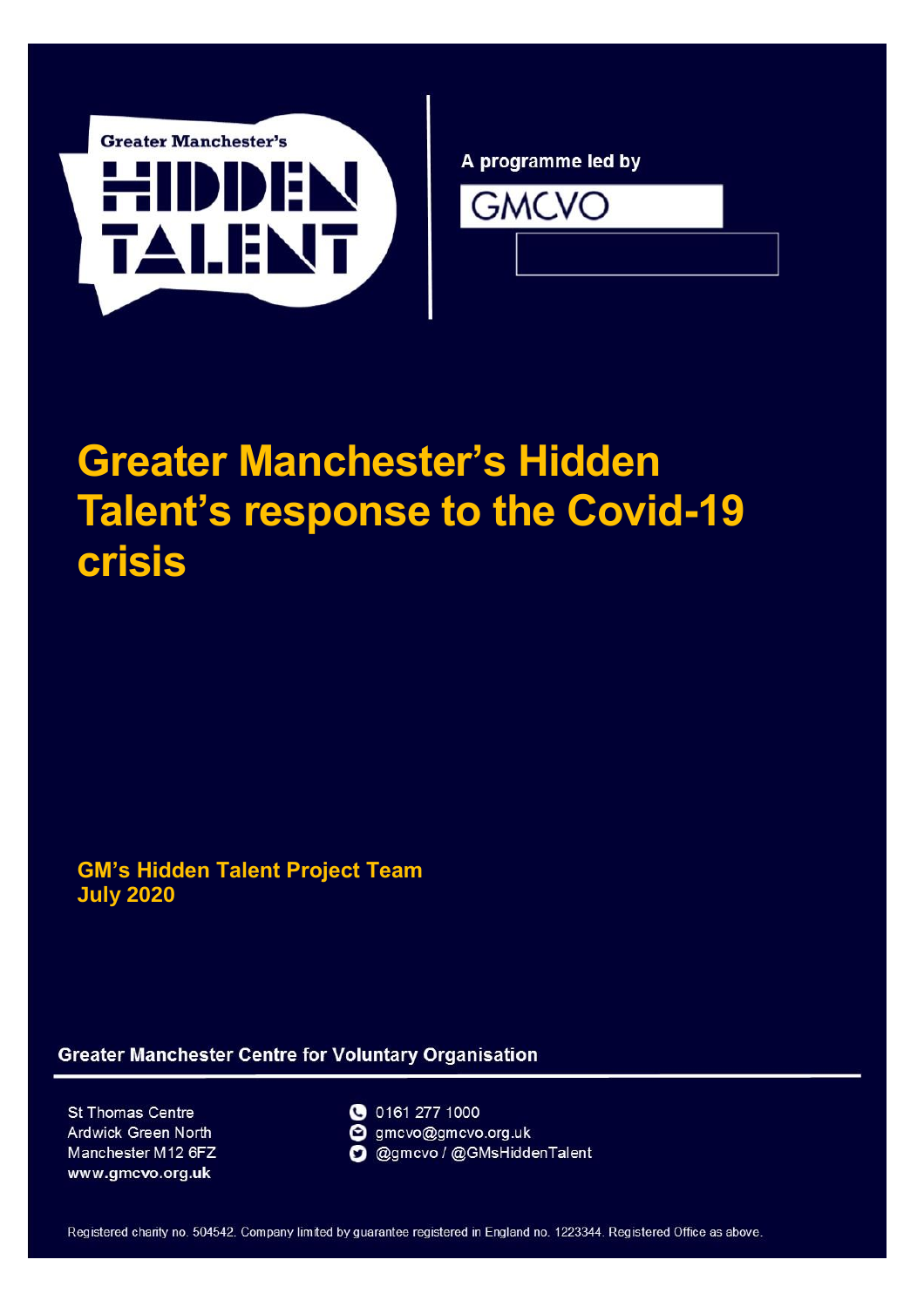Greater Manchester's

HIDDEN TALENT

A programme led by

GMCVO

# Greater Manchester's Hidden Talent's response to the Covid-19 crisis

**GM's Hidden Talent Project Team**
**July 2020**

**Greater Manchester Centre for Voluntary Organisation**

St Thomas Centre
Ardwick Green North
Manchester M12 6FZ
**www.gmcvo.org.uk**

0161 277 1000
gmcvo@gmcvo.org.uk
@gmcvo / @GMsHiddenTalent

Registered charity no. 504542. Company limited by guarantee registered in England no. 1223344. Registered Office as above.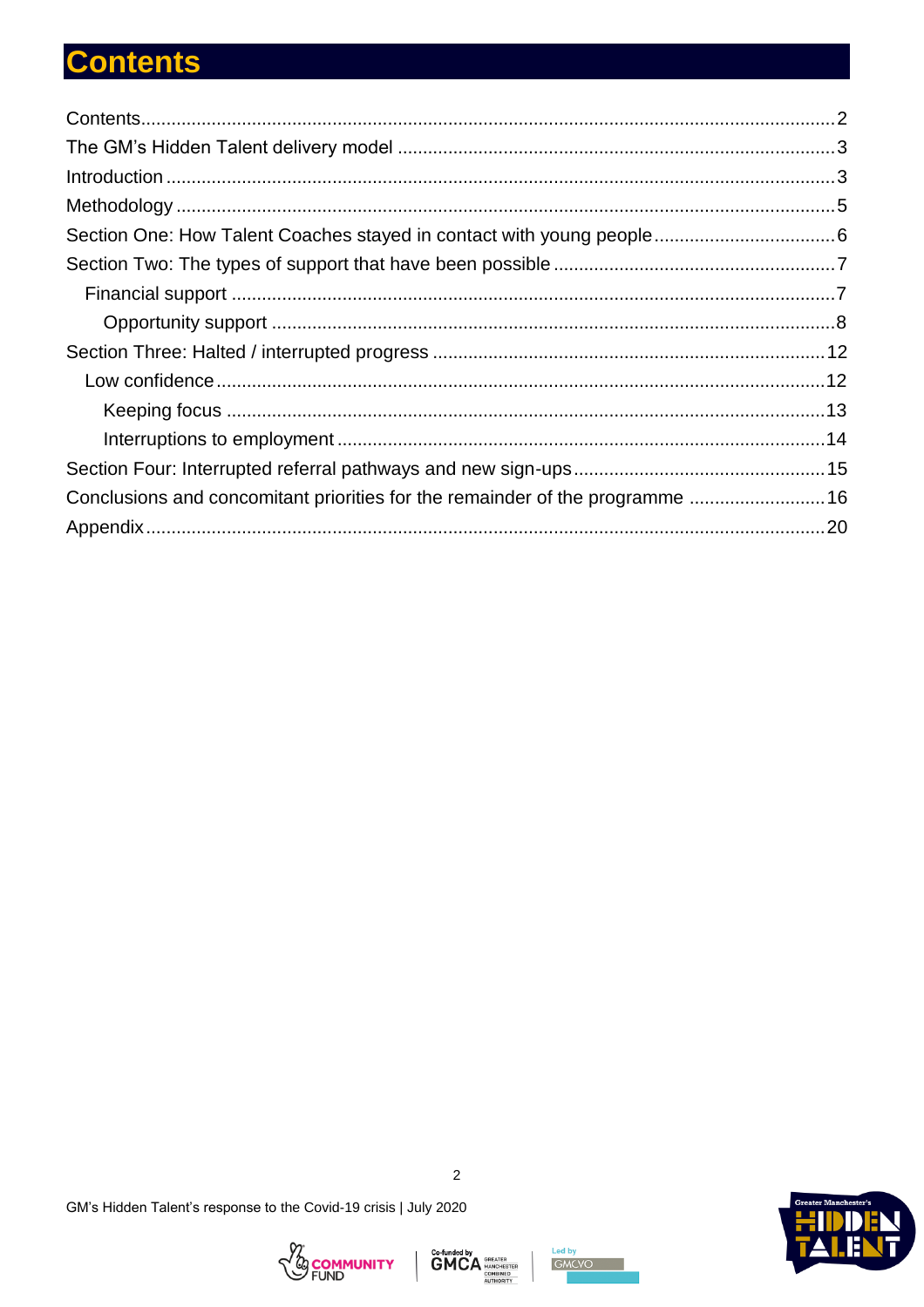# Contents

- Contents ..... 2
- The GM's Hidden Talent delivery model ..... 3
- Introduction ..... 3
- Methodology ..... 5
- Section One: How Talent Coaches stayed in contact with young people ..... 6
- Section Two: The types of support that have been possible ..... 7
  - Financial support ..... 7
    - Opportunity support ..... 8
- Section Three: Halted / interrupted progress ..... 12
  - Low confidence ..... 12
    - Keeping focus ..... 13
    - Interruptions to employment ..... 14
- Section Four: Interrupted referral pathways and new sign-ups ..... 15
- Conclusions and concomitant priorities for the remainder of the programme ..... 16
- Appendix ..... 20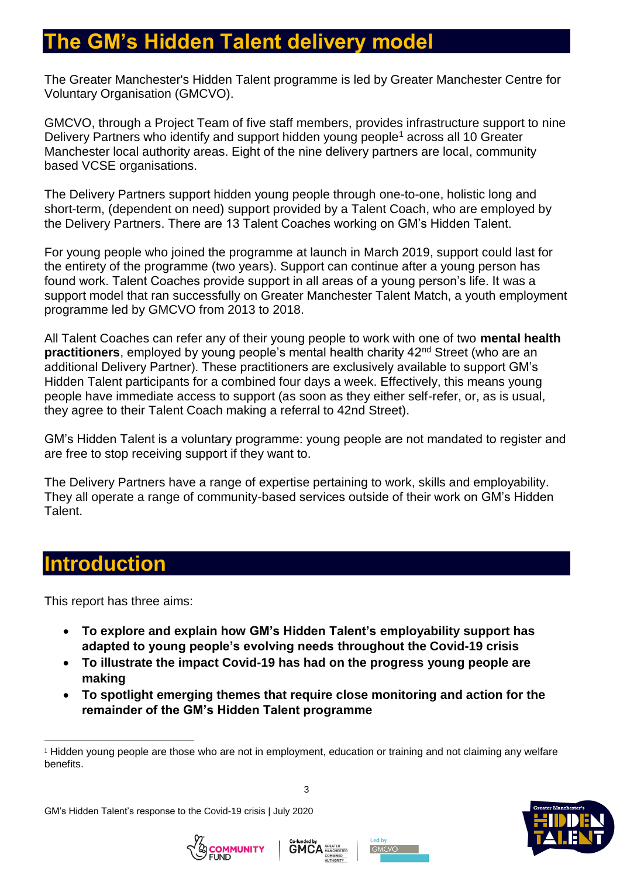# The GM's Hidden Talent delivery model

The Greater Manchester's Hidden Talent programme is led by Greater Manchester Centre for Voluntary Organisation (GMCVO).

GMCVO, through a Project Team of five staff members, provides infrastructure support to nine Delivery Partners who identify and support hidden young people[1] across all 10 Greater Manchester local authority areas. Eight of the nine delivery partners are local, community based VCSE organisations.

The Delivery Partners support hidden young people through one-to-one, holistic long and short-term, (dependent on need) support provided by a Talent Coach, who are employed by the Delivery Partners. There are 13 Talent Coaches working on GM's Hidden Talent.

For young people who joined the programme at launch in March 2019, support could last for the entirety of the programme (two years). Support can continue after a young person has found work. Talent Coaches provide support in all areas of a young person's life. It was a support model that ran successfully on Greater Manchester Talent Match, a youth employment programme led by GMCVO from 2013 to 2018.

All Talent Coaches can refer any of their young people to work with one of two **mental health practitioners**, employed by young people's mental health charity 42nd Street (who are an additional Delivery Partner). These practitioners are exclusively available to support GM's Hidden Talent participants for a combined four days a week. Effectively, this means young people have immediate access to support (as soon as they either self-refer, or, as is usual, they agree to their Talent Coach making a referral to 42nd Street).

GM's Hidden Talent is a voluntary programme: young people are not mandated to register and are free to stop receiving support if they want to.

The Delivery Partners have a range of expertise pertaining to work, skills and employability. They all operate a range of community-based services outside of their work on GM's Hidden Talent.

# Introduction

This report has three aims:

- **To explore and explain how GM's Hidden Talent's employability support has adapted to young people's evolving needs throughout the Covid-19 crisis**
- **To illustrate the impact Covid-19 has had on the progress young people are making**
- **To spotlight emerging themes that require close monitoring and action for the remainder of the GM's Hidden Talent programme**

---

[1] Hidden young people are those who are not in employment, education or training and not claiming any welfare benefits.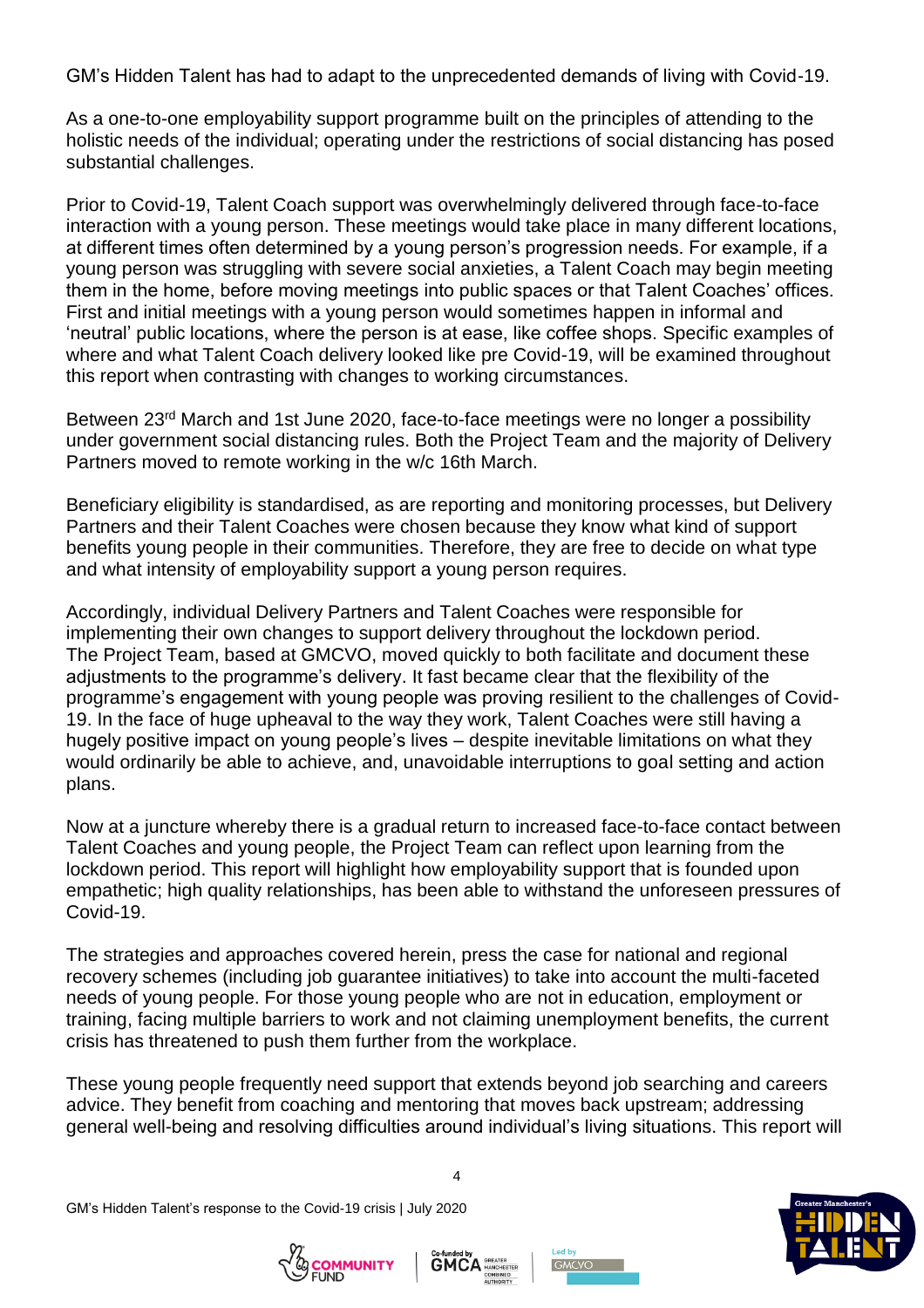GM's Hidden Talent has had to adapt to the unprecedented demands of living with Covid-19.

As a one-to-one employability support programme built on the principles of attending to the holistic needs of the individual; operating under the restrictions of social distancing has posed substantial challenges.

Prior to Covid-19, Talent Coach support was overwhelmingly delivered through face-to-face interaction with a young person. These meetings would take place in many different locations, at different times often determined by a young person's progression needs. For example, if a young person was struggling with severe social anxieties, a Talent Coach may begin meeting them in the home, before moving meetings into public spaces or that Talent Coaches' offices. First and initial meetings with a young person would sometimes happen in informal and 'neutral' public locations, where the person is at ease, like coffee shops. Specific examples of where and what Talent Coach delivery looked like pre Covid-19, will be examined throughout this report when contrasting with changes to working circumstances.

Between 23rd March and 1st June 2020, face-to-face meetings were no longer a possibility under government social distancing rules. Both the Project Team and the majority of Delivery Partners moved to remote working in the w/c 16th March.

Beneficiary eligibility is standardised, as are reporting and monitoring processes, but Delivery Partners and their Talent Coaches were chosen because they know what kind of support benefits young people in their communities. Therefore, they are free to decide on what type and what intensity of employability support a young person requires.

Accordingly, individual Delivery Partners and Talent Coaches were responsible for implementing their own changes to support delivery throughout the lockdown period. The Project Team, based at GMCVO, moved quickly to both facilitate and document these adjustments to the programme's delivery. It fast became clear that the flexibility of the programme's engagement with young people was proving resilient to the challenges of Covid-19. In the face of huge upheaval to the way they work, Talent Coaches were still having a hugely positive impact on young people's lives – despite inevitable limitations on what they would ordinarily be able to achieve, and, unavoidable interruptions to goal setting and action plans.

Now at a juncture whereby there is a gradual return to increased face-to-face contact between Talent Coaches and young people, the Project Team can reflect upon learning from the lockdown period. This report will highlight how employability support that is founded upon empathetic; high quality relationships, has been able to withstand the unforeseen pressures of Covid-19.

The strategies and approaches covered herein, press the case for national and regional recovery schemes (including job guarantee initiatives) to take into account the multi-faceted needs of young people. For those young people who are not in education, employment or training, facing multiple barriers to work and not claiming unemployment benefits, the current crisis has threatened to push them further from the workplace.

These young people frequently need support that extends beyond job searching and careers advice. They benefit from coaching and mentoring that moves back upstream; addressing general well-being and resolving difficulties around individual's living situations. This report will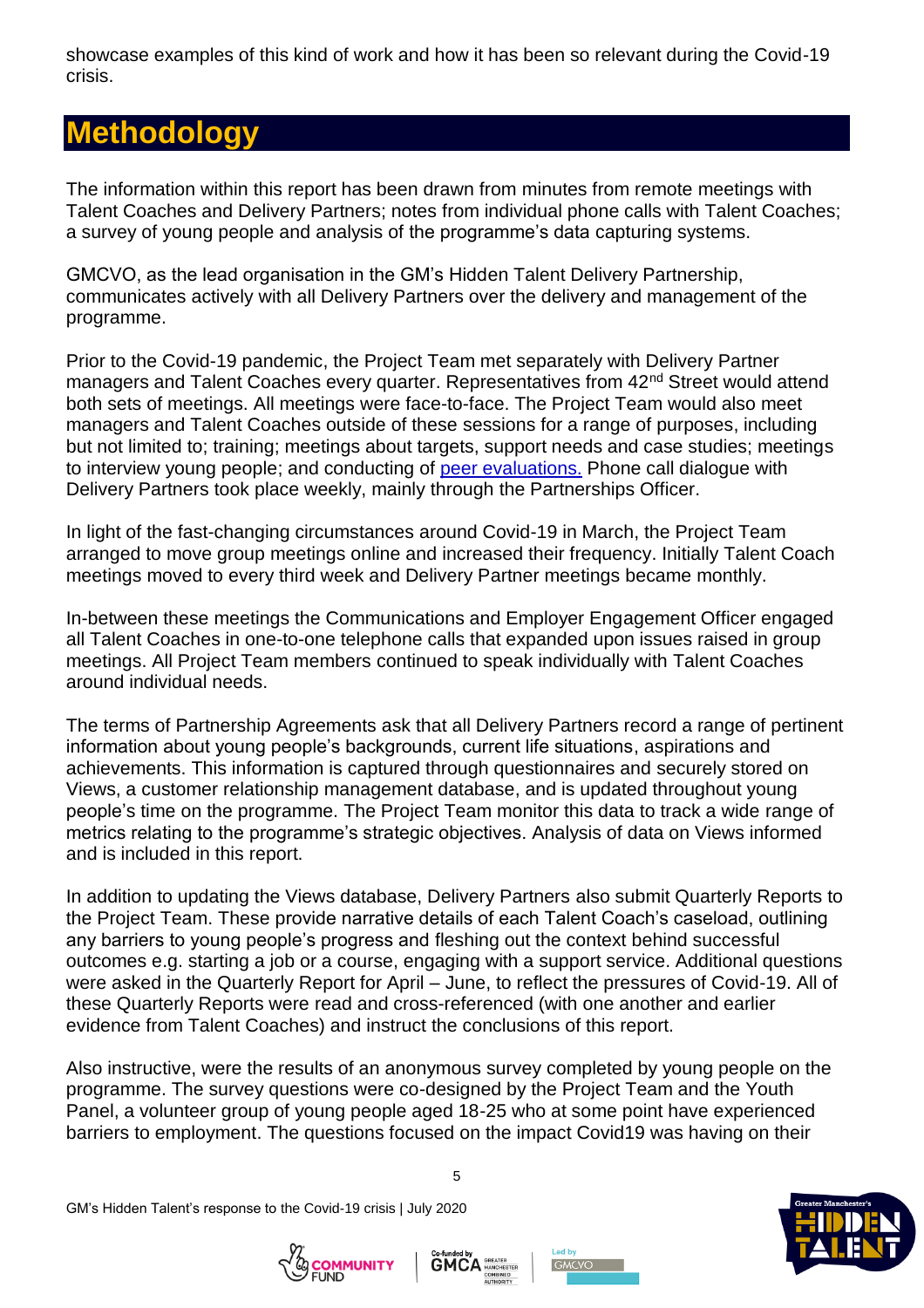showcase examples of this kind of work and how it has been so relevant during the Covid-19 crisis.

# Methodology

The information within this report has been drawn from minutes from remote meetings with Talent Coaches and Delivery Partners; notes from individual phone calls with Talent Coaches; a survey of young people and analysis of the programme's data capturing systems.

GMCVO, as the lead organisation in the GM's Hidden Talent Delivery Partnership, communicates actively with all Delivery Partners over the delivery and management of the programme.

Prior to the Covid-19 pandemic, the Project Team met separately with Delivery Partner managers and Talent Coaches every quarter. Representatives from 42nd Street would attend both sets of meetings. All meetings were face-to-face. The Project Team would also meet managers and Talent Coaches outside of these sessions for a range of purposes, including but not limited to; training; meetings about targets, support needs and case studies; meetings to interview young people; and conducting of peer evaluations. Phone call dialogue with Delivery Partners took place weekly, mainly through the Partnerships Officer.

In light of the fast-changing circumstances around Covid-19 in March, the Project Team arranged to move group meetings online and increased their frequency. Initially Talent Coach meetings moved to every third week and Delivery Partner meetings became monthly.

In-between these meetings the Communications and Employer Engagement Officer engaged all Talent Coaches in one-to-one telephone calls that expanded upon issues raised in group meetings. All Project Team members continued to speak individually with Talent Coaches around individual needs.

The terms of Partnership Agreements ask that all Delivery Partners record a range of pertinent information about young people's backgrounds, current life situations, aspirations and achievements. This information is captured through questionnaires and securely stored on Views, a customer relationship management database, and is updated throughout young people's time on the programme. The Project Team monitor this data to track a wide range of metrics relating to the programme's strategic objectives. Analysis of data on Views informed and is included in this report.

In addition to updating the Views database, Delivery Partners also submit Quarterly Reports to the Project Team. These provide narrative details of each Talent Coach's caseload, outlining any barriers to young people's progress and fleshing out the context behind successful outcomes e.g. starting a job or a course, engaging with a support service. Additional questions were asked in the Quarterly Report for April – June, to reflect the pressures of Covid-19. All of these Quarterly Reports were read and cross-referenced (with one another and earlier evidence from Talent Coaches) and instruct the conclusions of this report.

Also instructive, were the results of an anonymous survey completed by young people on the programme. The survey questions were co-designed by the Project Team and the Youth Panel, a volunteer group of young people aged 18-25 who at some point have experienced barriers to employment. The questions focused on the impact Covid19 was having on their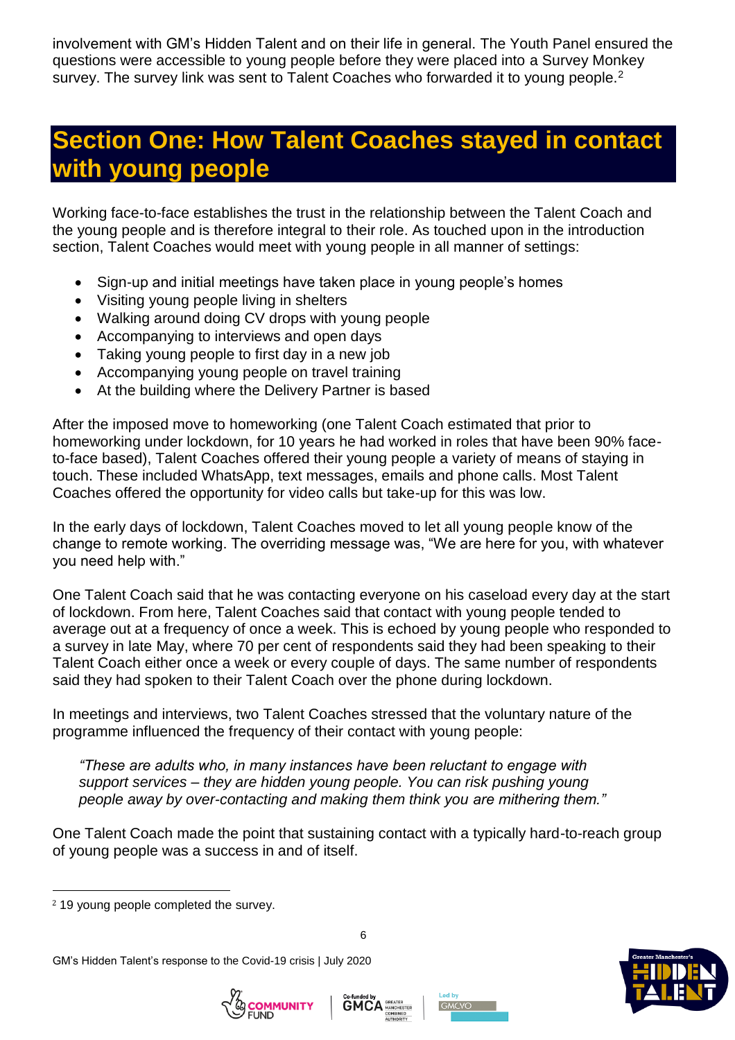involvement with GM's Hidden Talent and on their life in general. The Youth Panel ensured the questions were accessible to young people before they were placed into a Survey Monkey survey. The survey link was sent to Talent Coaches who forwarded it to young people.[2]

## Section One: How Talent Coaches stayed in contact with young people

Working face-to-face establishes the trust in the relationship between the Talent Coach and the young people and is therefore integral to their role. As touched upon in the introduction section, Talent Coaches would meet with young people in all manner of settings:

- Sign-up and initial meetings have taken place in young people's homes
- Visiting young people living in shelters
- Walking around doing CV drops with young people
- Accompanying to interviews and open days
- Taking young people to first day in a new job
- Accompanying young people on travel training
- At the building where the Delivery Partner is based

After the imposed move to homeworking (one Talent Coach estimated that prior to homeworking under lockdown, for 10 years he had worked in roles that have been 90% face-to-face based), Talent Coaches offered their young people a variety of means of staying in touch. These included WhatsApp, text messages, emails and phone calls. Most Talent Coaches offered the opportunity for video calls but take-up for this was low.

In the early days of lockdown, Talent Coaches moved to let all young people know of the change to remote working. The overriding message was, "We are here for you, with whatever you need help with."

One Talent Coach said that he was contacting everyone on his caseload every day at the start of lockdown. From here, Talent Coaches said that contact with young people tended to average out at a frequency of once a week. This is echoed by young people who responded to a survey in late May, where 70 per cent of respondents said they had been speaking to their Talent Coach either once a week or every couple of days. The same number of respondents said they had spoken to their Talent Coach over the phone during lockdown.

In meetings and interviews, two Talent Coaches stressed that the voluntary nature of the programme influenced the frequency of their contact with young people:

> *"These are adults who, in many instances have been reluctant to engage with support services – they are hidden young people. You can risk pushing young people away by over-contacting and making them think you are mithering them."*

One Talent Coach made the point that sustaining contact with a typically hard-to-reach group of young people was a success in and of itself.

---

[2] 19 young people completed the survey.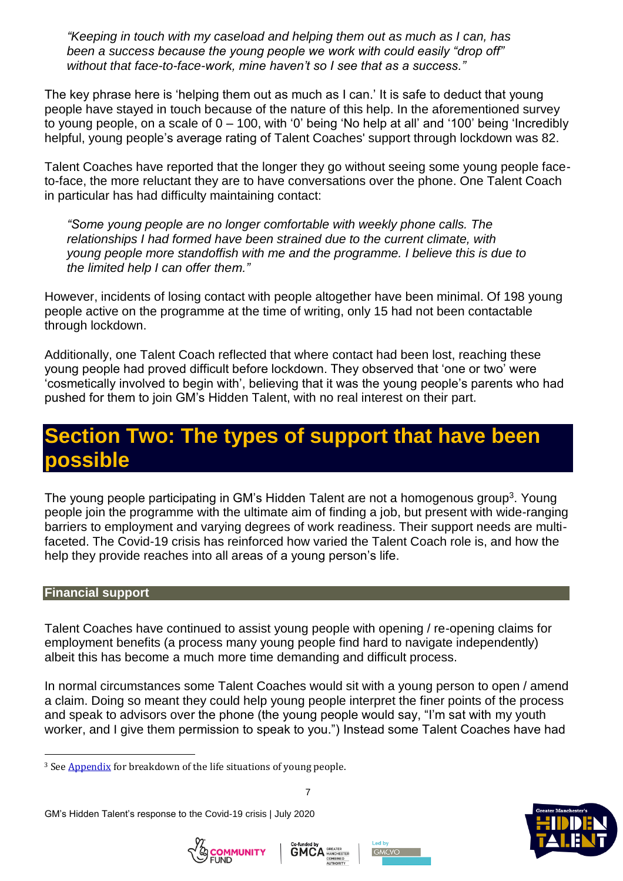*"Keeping in touch with my caseload and helping them out as much as I can, has been a success because the young people we work with could easily "drop off" without that face-to-face-work, mine haven't so I see that as a success."*

The key phrase here is 'helping them out as much as I can.' It is safe to deduct that young people have stayed in touch because of the nature of this help. In the aforementioned survey to young people, on a scale of 0 – 100, with '0' being 'No help at all' and '100' being 'Incredibly helpful, young people's average rating of Talent Coaches' support through lockdown was 82.

Talent Coaches have reported that the longer they go without seeing some young people face-to-face, the more reluctant they are to have conversations over the phone. One Talent Coach in particular has had difficulty maintaining contact:

*"Some young people are no longer comfortable with weekly phone calls. The relationships I had formed have been strained due to the current climate, with young people more standoffish with me and the programme. I believe this is due to the limited help I can offer them."*

However, incidents of losing contact with people altogether have been minimal. Of 198 young people active on the programme at the time of writing, only 15 had not been contactable through lockdown.

Additionally, one Talent Coach reflected that where contact had been lost, reaching these young people had proved difficult before lockdown. They observed that 'one or two' were 'cosmetically involved to begin with', believing that it was the young people's parents who had pushed for them to join GM's Hidden Talent, with no real interest on their part.

# Section Two: The types of support that have been possible

The young people participating in GM's Hidden Talent are not a homogenous group[3]. Young people join the programme with the ultimate aim of finding a job, but present with wide-ranging barriers to employment and varying degrees of work readiness. Their support needs are multi-faceted. The Covid-19 crisis has reinforced how varied the Talent Coach role is, and how the help they provide reaches into all areas of a young person's life.

## Financial support

Talent Coaches have continued to assist young people with opening / re-opening claims for employment benefits (a process many young people find hard to navigate independently) albeit this has become a much more time demanding and difficult process.

In normal circumstances some Talent Coaches would sit with a young person to open / amend a claim. Doing so meant they could help young people interpret the finer points of the process and speak to advisors over the phone (the young people would say, "I'm sat with my youth worker, and I give them permission to speak to you.") Instead some Talent Coaches have had

[3] See Appendix for breakdown of the life situations of young people.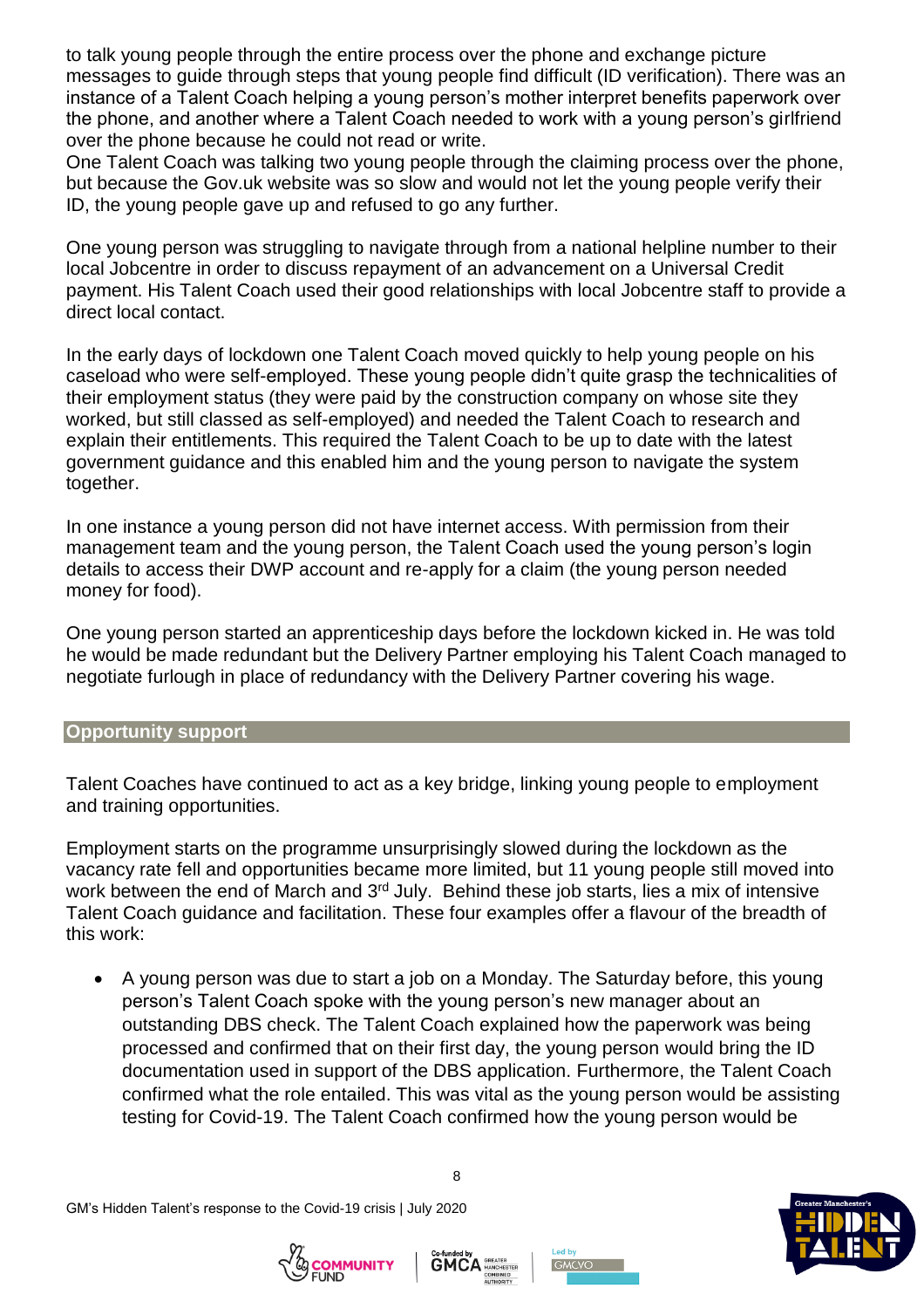to talk young people through the entire process over the phone and exchange picture messages to guide through steps that young people find difficult (ID verification). There was an instance of a Talent Coach helping a young person's mother interpret benefits paperwork over the phone, and another where a Talent Coach needed to work with a young person's girlfriend over the phone because he could not read or write.
One Talent Coach was talking two young people through the claiming process over the phone, but because the Gov.uk website was so slow and would not let the young people verify their ID, the young people gave up and refused to go any further.

One young person was struggling to navigate through from a national helpline number to their local Jobcentre in order to discuss repayment of an advancement on a Universal Credit payment. His Talent Coach used their good relationships with local Jobcentre staff to provide a direct local contact.

In the early days of lockdown one Talent Coach moved quickly to help young people on his caseload who were self-employed. These young people didn't quite grasp the technicalities of their employment status (they were paid by the construction company on whose site they worked, but still classed as self-employed) and needed the Talent Coach to research and explain their entitlements. This required the Talent Coach to be up to date with the latest government guidance and this enabled him and the young person to navigate the system together.

In one instance a young person did not have internet access. With permission from their management team and the young person, the Talent Coach used the young person's login details to access their DWP account and re-apply for a claim (the young person needed money for food).

One young person started an apprenticeship days before the lockdown kicked in. He was told he would be made redundant but the Delivery Partner employing his Talent Coach managed to negotiate furlough in place of redundancy with the Delivery Partner covering his wage.

## Opportunity support

Talent Coaches have continued to act as a key bridge, linking young people to employment and training opportunities.

Employment starts on the programme unsurprisingly slowed during the lockdown as the vacancy rate fell and opportunities became more limited, but 11 young people still moved into work between the end of March and 3rd July. Behind these job starts, lies a mix of intensive Talent Coach guidance and facilitation. These four examples offer a flavour of the breadth of this work:

- A young person was due to start a job on a Monday. The Saturday before, this young person's Talent Coach spoke with the young person's new manager about an outstanding DBS check. The Talent Coach explained how the paperwork was being processed and confirmed that on their first day, the young person would bring the ID documentation used in support of the DBS application. Furthermore, the Talent Coach confirmed what the role entailed. This was vital as the young person would be assisting testing for Covid-19. The Talent Coach confirmed how the young person would be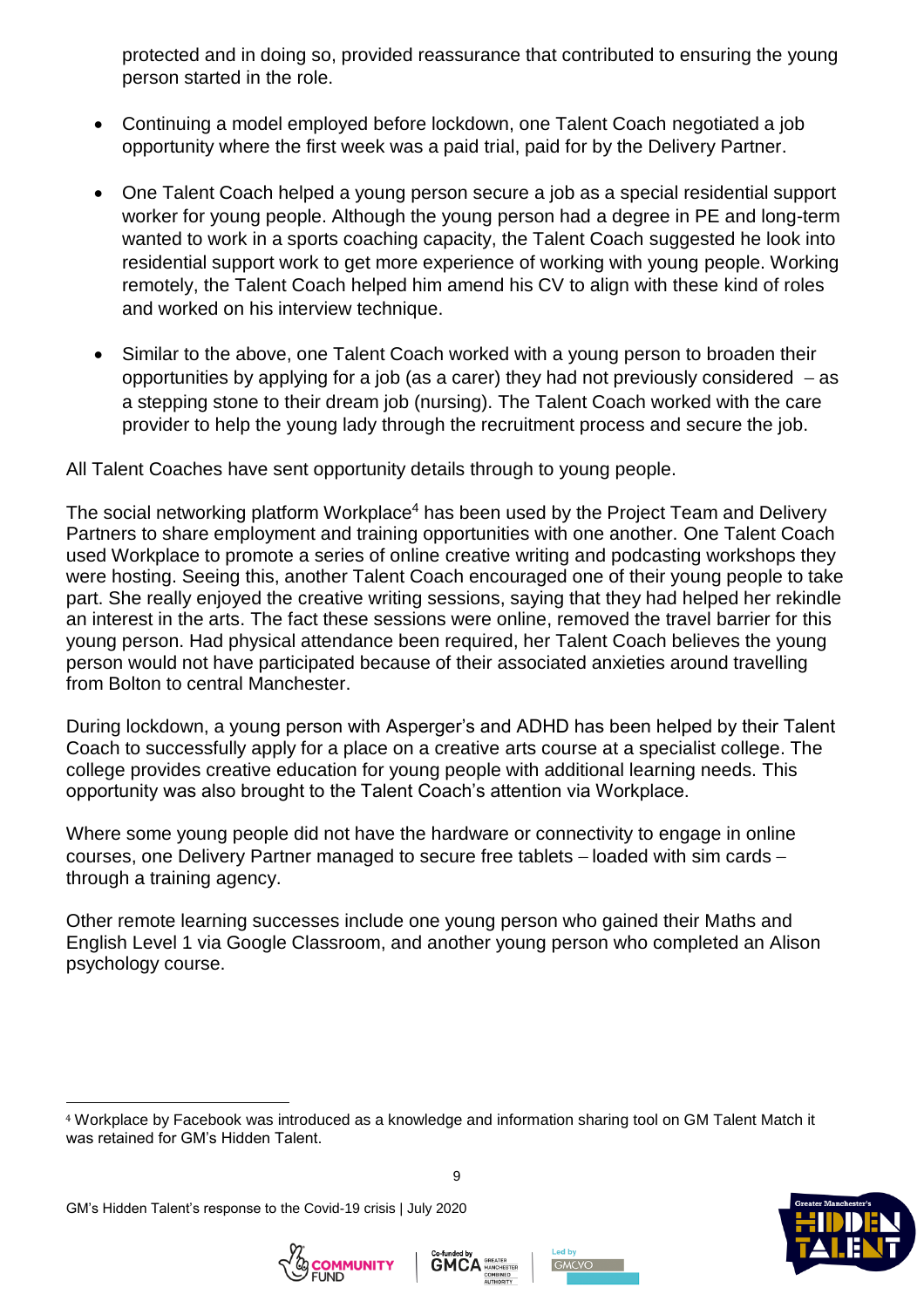protected and in doing so, provided reassurance that contributed to ensuring the young person started in the role.

- Continuing a model employed before lockdown, one Talent Coach negotiated a job opportunity where the first week was a paid trial, paid for by the Delivery Partner.

- One Talent Coach helped a young person secure a job as a special residential support worker for young people. Although the young person had a degree in PE and long-term wanted to work in a sports coaching capacity, the Talent Coach suggested he look into residential support work to get more experience of working with young people. Working remotely, the Talent Coach helped him amend his CV to align with these kind of roles and worked on his interview technique.

- Similar to the above, one Talent Coach worked with a young person to broaden their opportunities by applying for a job (as a carer) they had not previously considered – as a stepping stone to their dream job (nursing). The Talent Coach worked with the care provider to help the young lady through the recruitment process and secure the job.

All Talent Coaches have sent opportunity details through to young people.

The social networking platform Workplace[4] has been used by the Project Team and Delivery Partners to share employment and training opportunities with one another. One Talent Coach used Workplace to promote a series of online creative writing and podcasting workshops they were hosting. Seeing this, another Talent Coach encouraged one of their young people to take part. She really enjoyed the creative writing sessions, saying that they had helped her rekindle an interest in the arts. The fact these sessions were online, removed the travel barrier for this young person. Had physical attendance been required, her Talent Coach believes the young person would not have participated because of their associated anxieties around travelling from Bolton to central Manchester.

During lockdown, a young person with Asperger's and ADHD has been helped by their Talent Coach to successfully apply for a place on a creative arts course at a specialist college. The college provides creative education for young people with additional learning needs. This opportunity was also brought to the Talent Coach's attention via Workplace.

Where some young people did not have the hardware or connectivity to engage in online courses, one Delivery Partner managed to secure free tablets – loaded with sim cards – through a training agency.

Other remote learning successes include one young person who gained their Maths and English Level 1 via Google Classroom, and another young person who completed an Alison psychology course.

[4] Workplace by Facebook was introduced as a knowledge and information sharing tool on GM Talent Match it was retained for GM's Hidden Talent.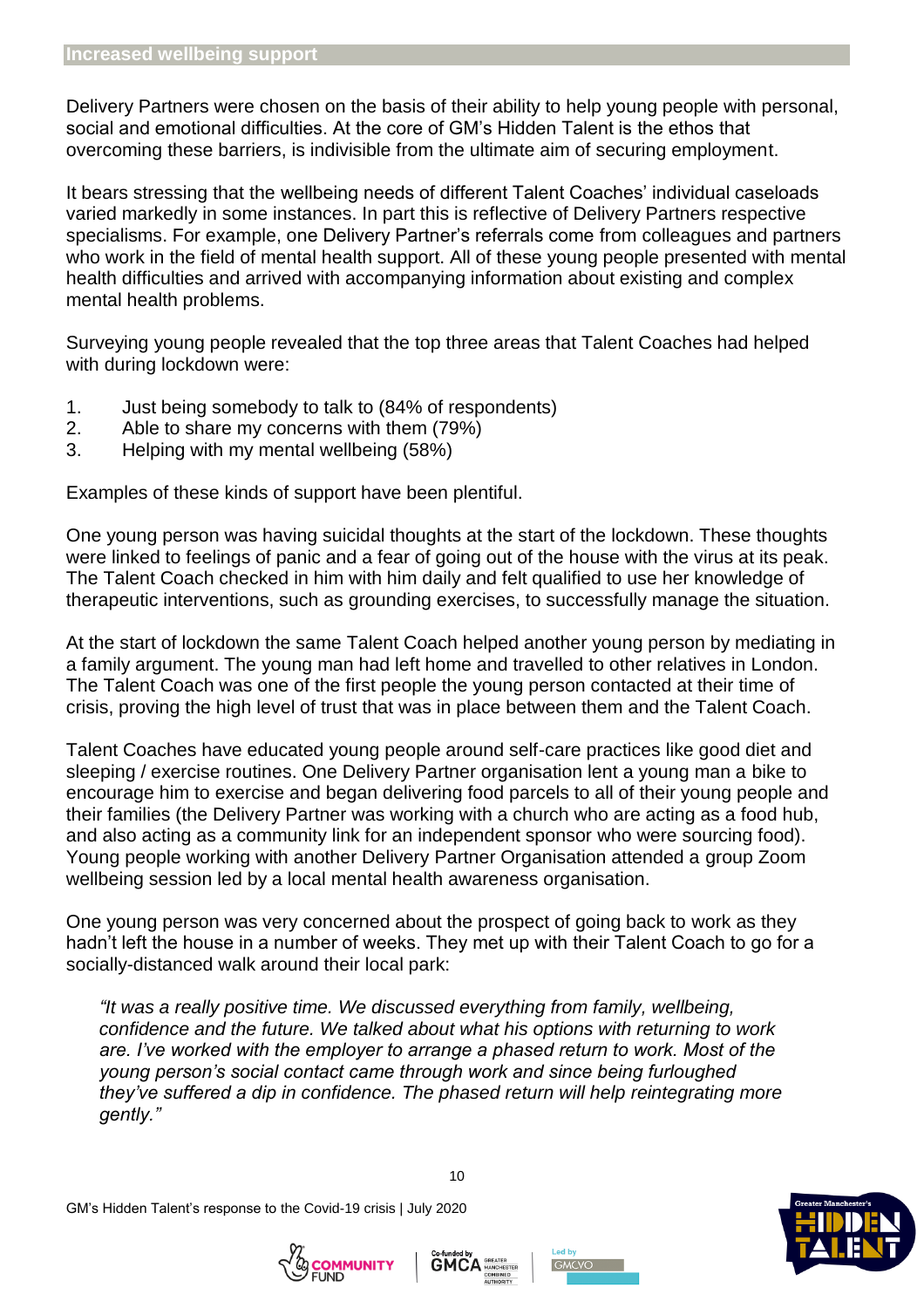## Increased wellbeing support

Delivery Partners were chosen on the basis of their ability to help young people with personal, social and emotional difficulties. At the core of GM's Hidden Talent is the ethos that overcoming these barriers, is indivisible from the ultimate aim of securing employment.

It bears stressing that the wellbeing needs of different Talent Coaches' individual caseloads varied markedly in some instances. In part this is reflective of Delivery Partners respective specialisms. For example, one Delivery Partner's referrals come from colleagues and partners who work in the field of mental health support. All of these young people presented with mental health difficulties and arrived with accompanying information about existing and complex mental health problems.

Surveying young people revealed that the top three areas that Talent Coaches had helped with during lockdown were:

1. Just being somebody to talk to (84% of respondents)
2. Able to share my concerns with them (79%)
3. Helping with my mental wellbeing (58%)

Examples of these kinds of support have been plentiful.

One young person was having suicidal thoughts at the start of the lockdown. These thoughts were linked to feelings of panic and a fear of going out of the house with the virus at its peak. The Talent Coach checked in him with him daily and felt qualified to use her knowledge of therapeutic interventions, such as grounding exercises, to successfully manage the situation.

At the start of lockdown the same Talent Coach helped another young person by mediating in a family argument. The young man had left home and travelled to other relatives in London. The Talent Coach was one of the first people the young person contacted at their time of crisis, proving the high level of trust that was in place between them and the Talent Coach.

Talent Coaches have educated young people around self-care practices like good diet and sleeping / exercise routines. One Delivery Partner organisation lent a young man a bike to encourage him to exercise and began delivering food parcels to all of their young people and their families (the Delivery Partner was working with a church who are acting as a food hub, and also acting as a community link for an independent sponsor who were sourcing food). Young people working with another Delivery Partner Organisation attended a group Zoom wellbeing session led by a local mental health awareness organisation.

One young person was very concerned about the prospect of going back to work as they hadn't left the house in a number of weeks. They met up with their Talent Coach to go for a socially-distanced walk around their local park:

> *"It was a really positive time. We discussed everything from family, wellbeing, confidence and the future. We talked about what his options with returning to work are. I've worked with the employer to arrange a phased return to work. Most of the young person's social contact came through work and since being furloughed they've suffered a dip in confidence. The phased return will help reintegrating more gently."*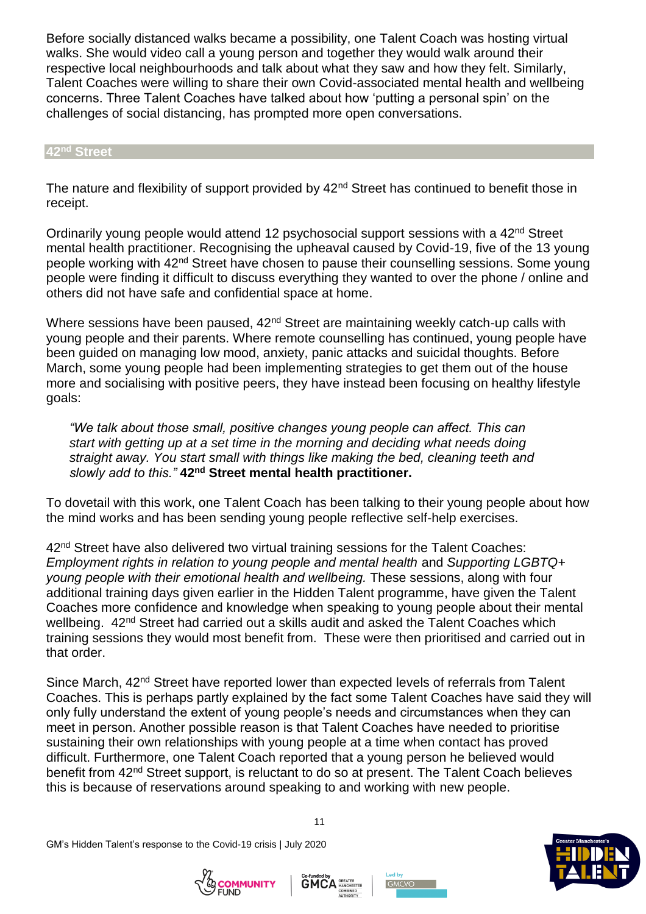Before socially distanced walks became a possibility, one Talent Coach was hosting virtual walks. She would video call a young person and together they would walk around their respective local neighbourhoods and talk about what they saw and how they felt. Similarly, Talent Coaches were willing to share their own Covid-associated mental health and wellbeing concerns. Three Talent Coaches have talked about how 'putting a personal spin' on the challenges of social distancing, has prompted more open conversations.

## 42nd Street

The nature and flexibility of support provided by 42nd Street has continued to benefit those in receipt.

Ordinarily young people would attend 12 psychosocial support sessions with a 42nd Street mental health practitioner. Recognising the upheaval caused by Covid-19, five of the 13 young people working with 42nd Street have chosen to pause their counselling sessions. Some young people were finding it difficult to discuss everything they wanted to over the phone / online and others did not have safe and confidential space at home.

Where sessions have been paused, 42nd Street are maintaining weekly catch-up calls with young people and their parents. Where remote counselling has continued, young people have been guided on managing low mood, anxiety, panic attacks and suicidal thoughts. Before March, some young people had been implementing strategies to get them out of the house more and socialising with positive peers, they have instead been focusing on healthy lifestyle goals:

> *"We talk about those small, positive changes young people can affect. This can start with getting up at a set time in the morning and deciding what needs doing straight away. You start small with things like making the bed, cleaning teeth and slowly add to this."* **42nd Street mental health practitioner.**

To dovetail with this work, one Talent Coach has been talking to their young people about how the mind works and has been sending young people reflective self-help exercises.

42nd Street have also delivered two virtual training sessions for the Talent Coaches: *Employment rights in relation to young people and mental health* and *Supporting LGBTQ+ young people with their emotional health and wellbeing.* These sessions, along with four additional training days given earlier in the Hidden Talent programme, have given the Talent Coaches more confidence and knowledge when speaking to young people about their mental wellbeing. 42nd Street had carried out a skills audit and asked the Talent Coaches which training sessions they would most benefit from. These were then prioritised and carried out in that order.

Since March, 42nd Street have reported lower than expected levels of referrals from Talent Coaches. This is perhaps partly explained by the fact some Talent Coaches have said they will only fully understand the extent of young people's needs and circumstances when they can meet in person. Another possible reason is that Talent Coaches have needed to prioritise sustaining their own relationships with young people at a time when contact has proved difficult. Furthermore, one Talent Coach reported that a young person he believed would benefit from 42nd Street support, is reluctant to do so at present. The Talent Coach believes this is because of reservations around speaking to and working with new people.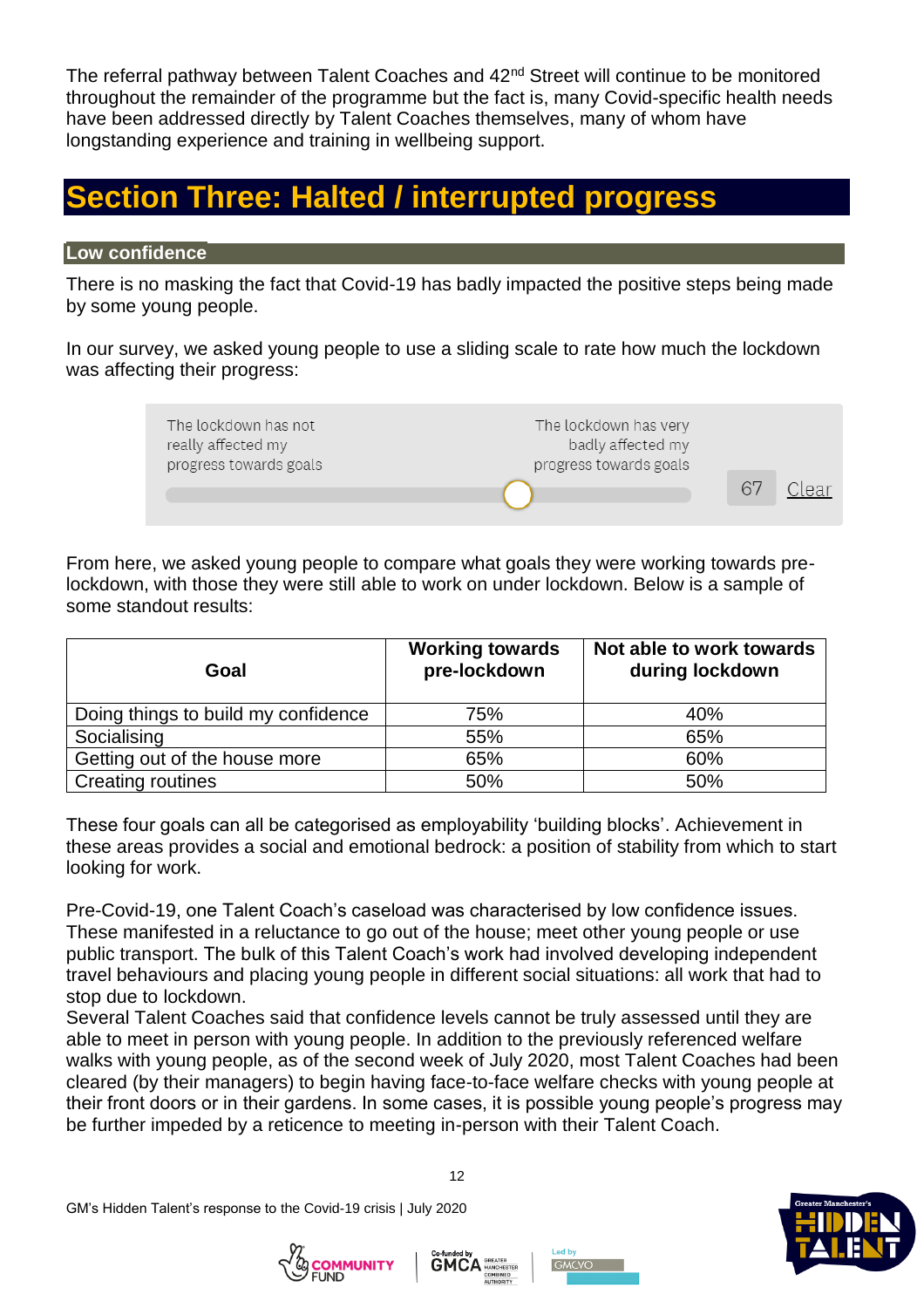The referral pathway between Talent Coaches and 42nd Street will continue to be monitored throughout the remainder of the programme but the fact is, many Covid-specific health needs have been addressed directly by Talent Coaches themselves, many of whom have longstanding experience and training in wellbeing support.

# Section Three: Halted / interrupted progress

## Low confidence

There is no masking the fact that Covid-19 has badly impacted the positive steps being made by some young people.

In our survey, we asked young people to use a sliding scale to rate how much the lockdown was affecting their progress:

The lockdown has not really affected my progress towards goals — The lockdown has very badly affected my progress towards goals — 67 Clear

From here, we asked young people to compare what goals they were working towards pre-lockdown, with those they were still able to work on under lockdown. Below is a sample of some standout results:

| Goal | Working towards pre-lockdown | Not able to work towards during lockdown |
|---|---|---|
| Doing things to build my confidence | 75% | 40% |
| Socialising | 55% | 65% |
| Getting out of the house more | 65% | 60% |
| Creating routines | 50% | 50% |

These four goals can all be categorised as employability 'building blocks'. Achievement in these areas provides a social and emotional bedrock: a position of stability from which to start looking for work.

Pre-Covid-19, one Talent Coach's caseload was characterised by low confidence issues. These manifested in a reluctance to go out of the house; meet other young people or use public transport. The bulk of this Talent Coach's work had involved developing independent travel behaviours and placing young people in different social situations: all work that had to stop due to lockdown.

Several Talent Coaches said that confidence levels cannot be truly assessed until they are able to meet in person with young people. In addition to the previously referenced welfare walks with young people, as of the second week of July 2020, most Talent Coaches had been cleared (by their managers) to begin having face-to-face welfare checks with young people at their front doors or in their gardens. In some cases, it is possible young people's progress may be further impeded by a reticence to meeting in-person with their Talent Coach.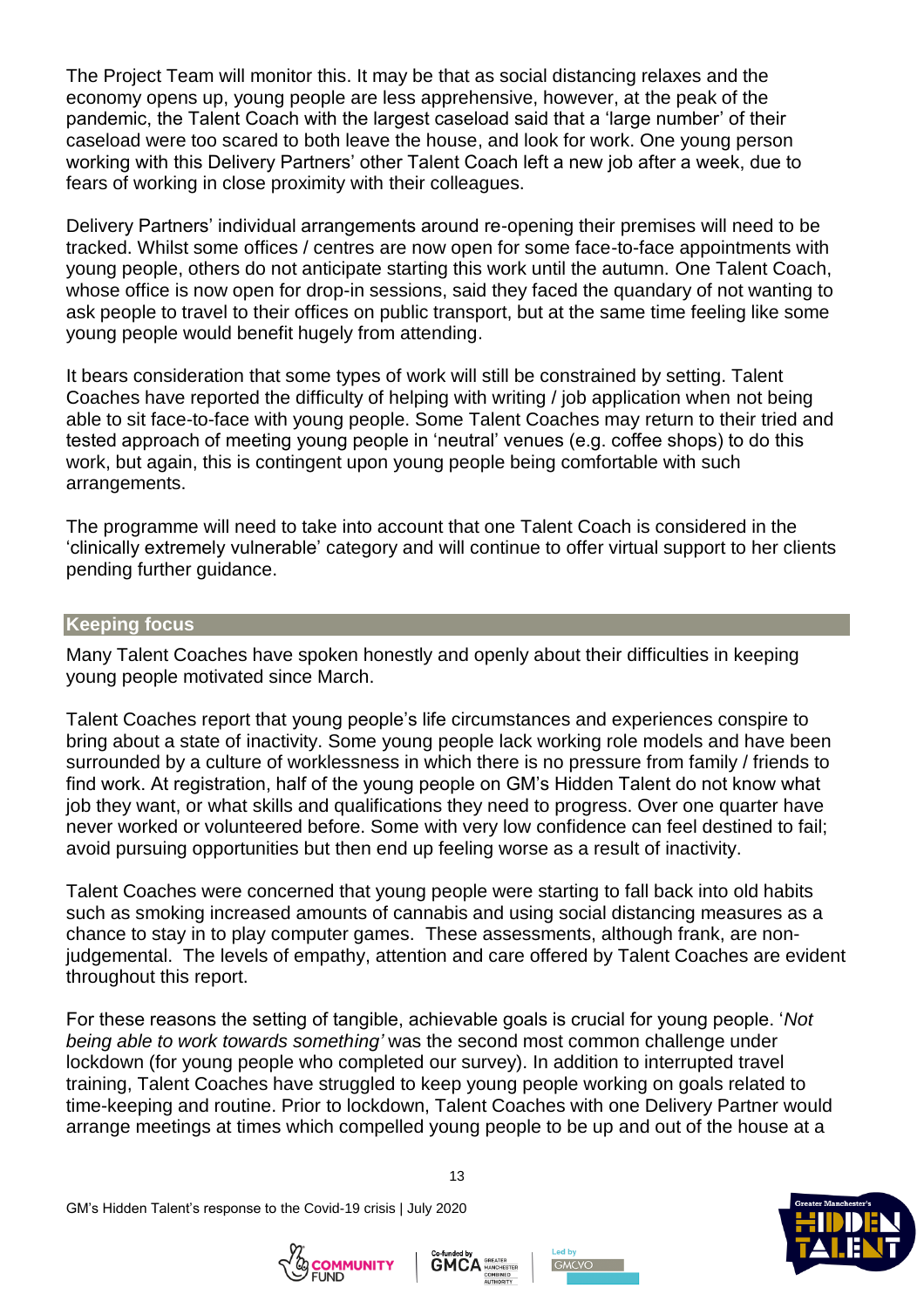The Project Team will monitor this. It may be that as social distancing relaxes and the economy opens up, young people are less apprehensive, however, at the peak of the pandemic, the Talent Coach with the largest caseload said that a 'large number' of their caseload were too scared to both leave the house, and look for work. One young person working with this Delivery Partners' other Talent Coach left a new job after a week, due to fears of working in close proximity with their colleagues.

Delivery Partners' individual arrangements around re-opening their premises will need to be tracked. Whilst some offices / centres are now open for some face-to-face appointments with young people, others do not anticipate starting this work until the autumn. One Talent Coach, whose office is now open for drop-in sessions, said they faced the quandary of not wanting to ask people to travel to their offices on public transport, but at the same time feeling like some young people would benefit hugely from attending.

It bears consideration that some types of work will still be constrained by setting. Talent Coaches have reported the difficulty of helping with writing / job application when not being able to sit face-to-face with young people. Some Talent Coaches may return to their tried and tested approach of meeting young people in 'neutral' venues (e.g. coffee shops) to do this work, but again, this is contingent upon young people being comfortable with such arrangements.

The programme will need to take into account that one Talent Coach is considered in the 'clinically extremely vulnerable' category and will continue to offer virtual support to her clients pending further guidance.

## Keeping focus

Many Talent Coaches have spoken honestly and openly about their difficulties in keeping young people motivated since March.

Talent Coaches report that young people's life circumstances and experiences conspire to bring about a state of inactivity. Some young people lack working role models and have been surrounded by a culture of worklessness in which there is no pressure from family / friends to find work. At registration, half of the young people on GM's Hidden Talent do not know what job they want, or what skills and qualifications they need to progress. Over one quarter have never worked or volunteered before. Some with very low confidence can feel destined to fail; avoid pursuing opportunities but then end up feeling worse as a result of inactivity.

Talent Coaches were concerned that young people were starting to fall back into old habits such as smoking increased amounts of cannabis and using social distancing measures as a chance to stay in to play computer games. These assessments, although frank, are non-judgemental. The levels of empathy, attention and care offered by Talent Coaches are evident throughout this report.

For these reasons the setting of tangible, achievable goals is crucial for young people. '*Not being able to work towards something'* was the second most common challenge under lockdown (for young people who completed our survey). In addition to interrupted travel training, Talent Coaches have struggled to keep young people working on goals related to time-keeping and routine. Prior to lockdown, Talent Coaches with one Delivery Partner would arrange meetings at times which compelled young people to be up and out of the house at a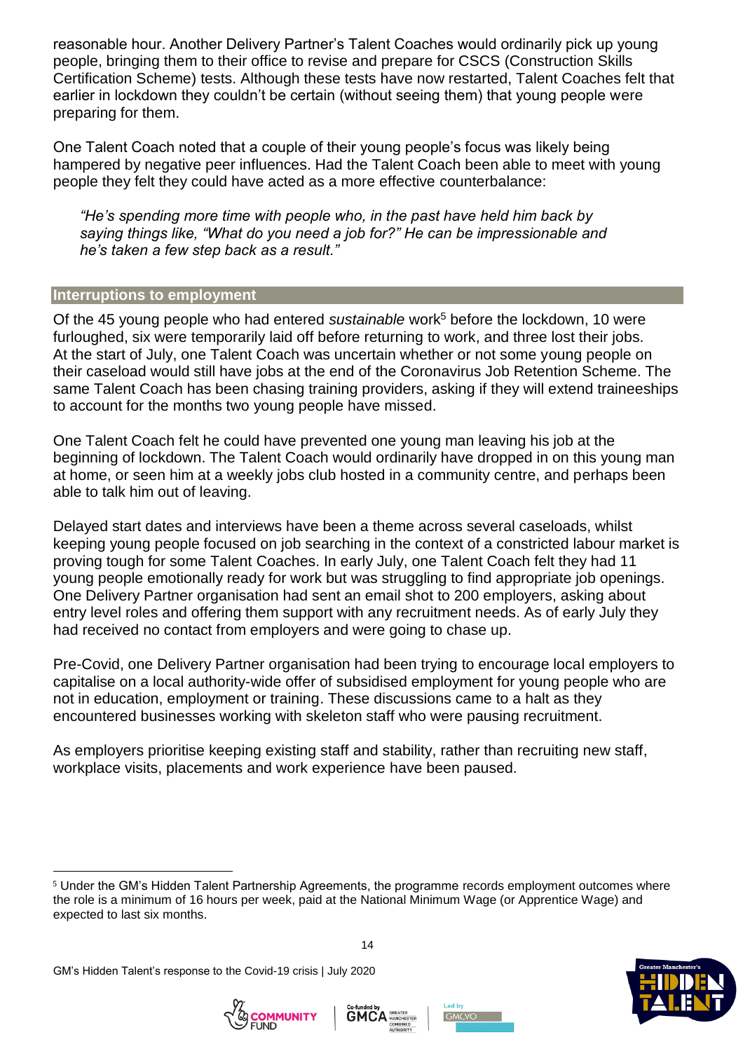reasonable hour. Another Delivery Partner's Talent Coaches would ordinarily pick up young people, bringing them to their office to revise and prepare for CSCS (Construction Skills Certification Scheme) tests. Although these tests have now restarted, Talent Coaches felt that earlier in lockdown they couldn't be certain (without seeing them) that young people were preparing for them.

One Talent Coach noted that a couple of their young people's focus was likely being hampered by negative peer influences. Had the Talent Coach been able to meet with young people they felt they could have acted as a more effective counterbalance:

> *"He's spending more time with people who, in the past have held him back by saying things like, "What do you need a job for?" He can be impressionable and he's taken a few step back as a result."*

## Interruptions to employment

Of the 45 young people who had entered *sustainable* work[5] before the lockdown, 10 were furloughed, six were temporarily laid off before returning to work, and three lost their jobs. At the start of July, one Talent Coach was uncertain whether or not some young people on their caseload would still have jobs at the end of the Coronavirus Job Retention Scheme. The same Talent Coach has been chasing training providers, asking if they will extend traineeships to account for the months two young people have missed.

One Talent Coach felt he could have prevented one young man leaving his job at the beginning of lockdown. The Talent Coach would ordinarily have dropped in on this young man at home, or seen him at a weekly jobs club hosted in a community centre, and perhaps been able to talk him out of leaving.

Delayed start dates and interviews have been a theme across several caseloads, whilst keeping young people focused on job searching in the context of a constricted labour market is proving tough for some Talent Coaches. In early July, one Talent Coach felt they had 11 young people emotionally ready for work but was struggling to find appropriate job openings. One Delivery Partner organisation had sent an email shot to 200 employers, asking about entry level roles and offering them support with any recruitment needs. As of early July they had received no contact from employers and were going to chase up.

Pre-Covid, one Delivery Partner organisation had been trying to encourage local employers to capitalise on a local authority-wide offer of subsidised employment for young people who are not in education, employment or training. These discussions came to a halt as they encountered businesses working with skeleton staff who were pausing recruitment.

As employers prioritise keeping existing staff and stability, rather than recruiting new staff, workplace visits, placements and work experience have been paused.

[5] Under the GM's Hidden Talent Partnership Agreements, the programme records employment outcomes where the role is a minimum of 16 hours per week, paid at the National Minimum Wage (or Apprentice Wage) and expected to last six months.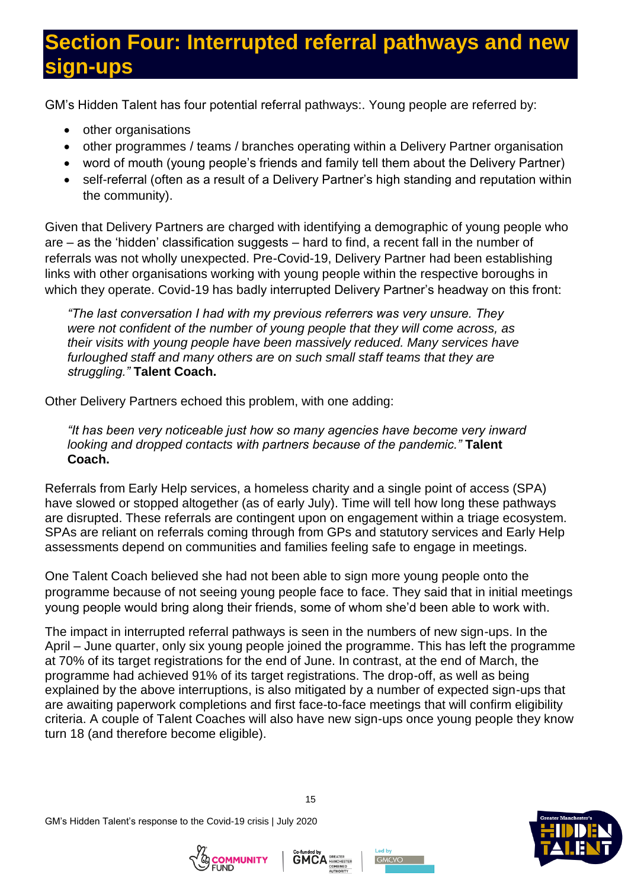# Section Four: Interrupted referral pathways and new sign-ups

GM's Hidden Talent has four potential referral pathways:. Young people are referred by:

- other organisations
- other programmes / teams / branches operating within a Delivery Partner organisation
- word of mouth (young people's friends and family tell them about the Delivery Partner)
- self-referral (often as a result of a Delivery Partner's high standing and reputation within the community).

Given that Delivery Partners are charged with identifying a demographic of young people who are – as the 'hidden' classification suggests – hard to find, a recent fall in the number of referrals was not wholly unexpected. Pre-Covid-19, Delivery Partner had been establishing links with other organisations working with young people within the respective boroughs in which they operate. Covid-19 has badly interrupted Delivery Partner's headway on this front:

> *"The last conversation I had with my previous referrers was very unsure. They were not confident of the number of young people that they will come across, as their visits with young people have been massively reduced. Many services have furloughed staff and many others are on such small staff teams that they are struggling."* **Talent Coach.**

Other Delivery Partners echoed this problem, with one adding:

> *"It has been very noticeable just how so many agencies have become very inward looking and dropped contacts with partners because of the pandemic."* **Talent Coach.**

Referrals from Early Help services, a homeless charity and a single point of access (SPA) have slowed or stopped altogether (as of early July). Time will tell how long these pathways are disrupted. These referrals are contingent upon on engagement within a triage ecosystem. SPAs are reliant on referrals coming through from GPs and statutory services and Early Help assessments depend on communities and families feeling safe to engage in meetings.

One Talent Coach believed she had not been able to sign more young people onto the programme because of not seeing young people face to face. They said that in initial meetings young people would bring along their friends, some of whom she'd been able to work with.

The impact in interrupted referral pathways is seen in the numbers of new sign-ups. In the April – June quarter, only six young people joined the programme. This has left the programme at 70% of its target registrations for the end of June. In contrast, at the end of March, the programme had achieved 91% of its target registrations. The drop-off, as well as being explained by the above interruptions, is also mitigated by a number of expected sign-ups that are awaiting paperwork completions and first face-to-face meetings that will confirm eligibility criteria. A couple of Talent Coaches will also have new sign-ups once young people they know turn 18 (and therefore become eligible).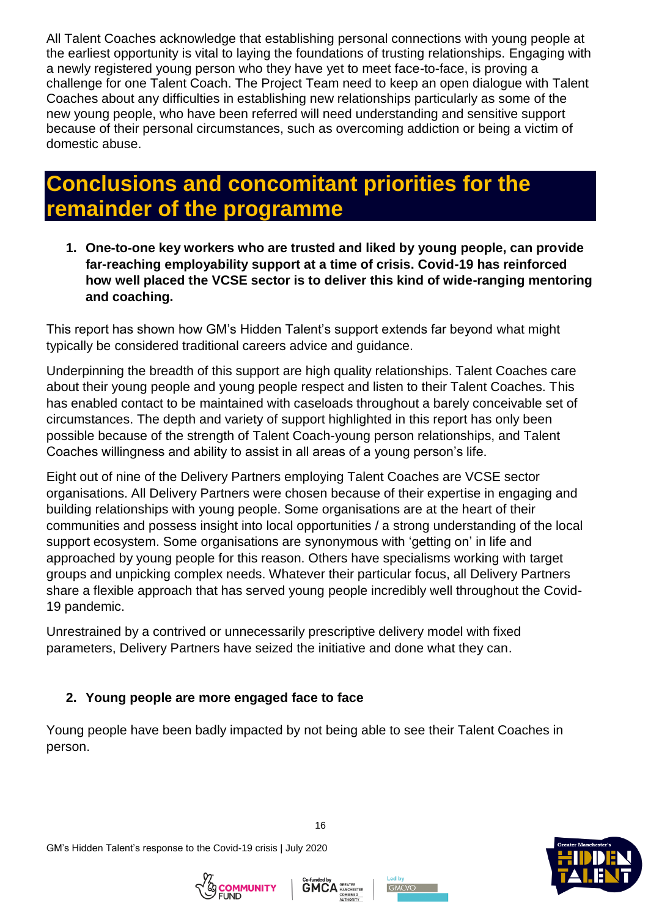All Talent Coaches acknowledge that establishing personal connections with young people at the earliest opportunity is vital to laying the foundations of trusting relationships. Engaging with a newly registered young person who they have yet to meet face-to-face, is proving a challenge for one Talent Coach. The Project Team need to keep an open dialogue with Talent Coaches about any difficulties in establishing new relationships particularly as some of the new young people, who have been referred will need understanding and sensitive support because of their personal circumstances, such as overcoming addiction or being a victim of domestic abuse.

# Conclusions and concomitant priorities for the remainder of the programme

1. **One-to-one key workers who are trusted and liked by young people, can provide far-reaching employability support at a time of crisis. Covid-19 has reinforced how well placed the VCSE sector is to deliver this kind of wide-ranging mentoring and coaching.**

This report has shown how GM's Hidden Talent's support extends far beyond what might typically be considered traditional careers advice and guidance.

Underpinning the breadth of this support are high quality relationships. Talent Coaches care about their young people and young people respect and listen to their Talent Coaches. This has enabled contact to be maintained with caseloads throughout a barely conceivable set of circumstances. The depth and variety of support highlighted in this report has only been possible because of the strength of Talent Coach-young person relationships, and Talent Coaches willingness and ability to assist in all areas of a young person's life.

Eight out of nine of the Delivery Partners employing Talent Coaches are VCSE sector organisations. All Delivery Partners were chosen because of their expertise in engaging and building relationships with young people. Some organisations are at the heart of their communities and possess insight into local opportunities / a strong understanding of the local support ecosystem. Some organisations are synonymous with 'getting on' in life and approached by young people for this reason. Others have specialisms working with target groups and unpicking complex needs. Whatever their particular focus, all Delivery Partners share a flexible approach that has served young people incredibly well throughout the Covid-19 pandemic.

Unrestrained by a contrived or unnecessarily prescriptive delivery model with fixed parameters, Delivery Partners have seized the initiative and done what they can.

2. **Young people are more engaged face to face**

Young people have been badly impacted by not being able to see their Talent Coaches in person.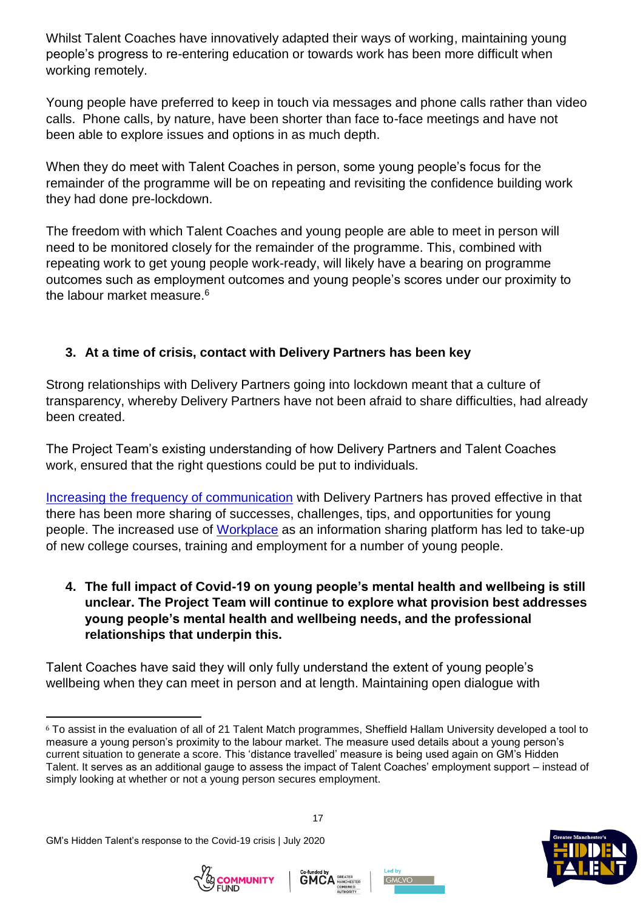Whilst Talent Coaches have innovatively adapted their ways of working, maintaining young people's progress to re-entering education or towards work has been more difficult when working remotely.

Young people have preferred to keep in touch via messages and phone calls rather than video calls. Phone calls, by nature, have been shorter than face to-face meetings and have not been able to explore issues and options in as much depth.

When they do meet with Talent Coaches in person, some young people's focus for the remainder of the programme will be on repeating and revisiting the confidence building work they had done pre-lockdown.

The freedom with which Talent Coaches and young people are able to meet in person will need to be monitored closely for the remainder of the programme. This, combined with repeating work to get young people work-ready, will likely have a bearing on programme outcomes such as employment outcomes and young people's scores under our proximity to the labour market measure.[6]

### 3. At a time of crisis, contact with Delivery Partners has been key

Strong relationships with Delivery Partners going into lockdown meant that a culture of transparency, whereby Delivery Partners have not been afraid to share difficulties, had already been created.

The Project Team's existing understanding of how Delivery Partners and Talent Coaches work, ensured that the right questions could be put to individuals.

Increasing the frequency of communication with Delivery Partners has proved effective in that there has been more sharing of successes, challenges, tips, and opportunities for young people. The increased use of Workplace as an information sharing platform has led to take-up of new college courses, training and employment for a number of young people.

### 4. The full impact of Covid-19 on young people's mental health and wellbeing is still unclear. The Project Team will continue to explore what provision best addresses young people's mental health and wellbeing needs, and the professional relationships that underpin this.

Talent Coaches have said they will only fully understand the extent of young people's wellbeing when they can meet in person and at length. Maintaining open dialogue with

---

[6] To assist in the evaluation of all of 21 Talent Match programmes, Sheffield Hallam University developed a tool to measure a young person's proximity to the labour market. The measure used details about a young person's current situation to generate a score. This 'distance travelled' measure is being used again on GM's Hidden Talent. It serves as an additional gauge to assess the impact of Talent Coaches' employment support – instead of simply looking at whether or not a young person secures employment.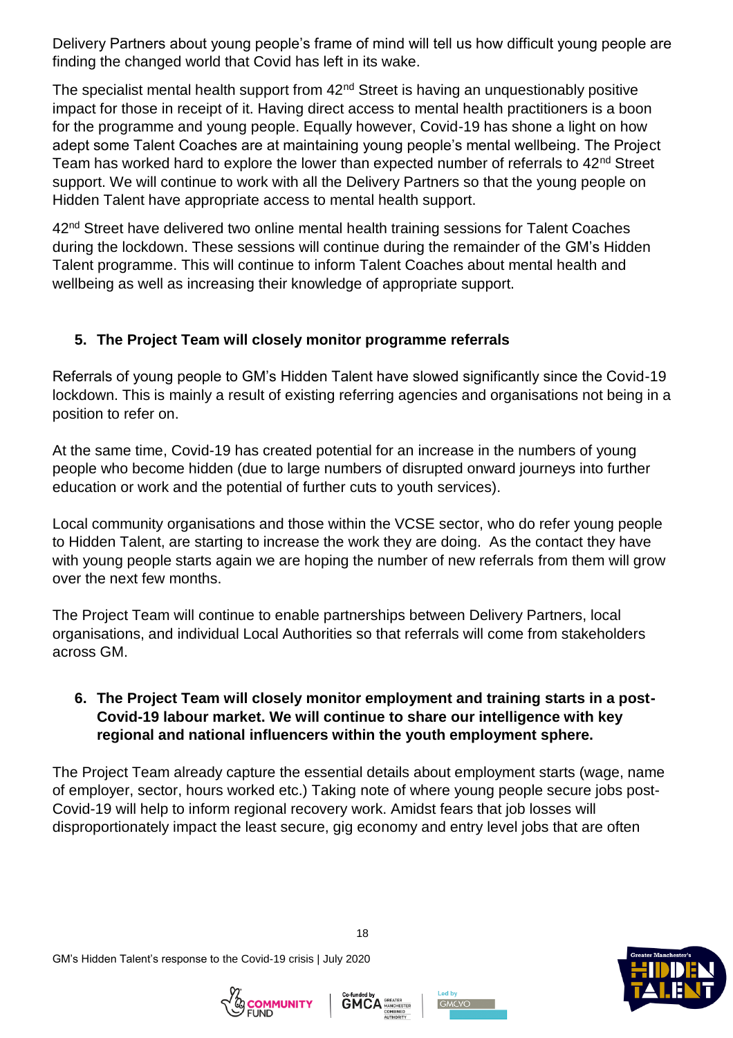Delivery Partners about young people's frame of mind will tell us how difficult young people are finding the changed world that Covid has left in its wake.

The specialist mental health support from 42nd Street is having an unquestionably positive impact for those in receipt of it. Having direct access to mental health practitioners is a boon for the programme and young people. Equally however, Covid-19 has shone a light on how adept some Talent Coaches are at maintaining young people's mental wellbeing. The Project Team has worked hard to explore the lower than expected number of referrals to 42nd Street support. We will continue to work with all the Delivery Partners so that the young people on Hidden Talent have appropriate access to mental health support.

42nd Street have delivered two online mental health training sessions for Talent Coaches during the lockdown. These sessions will continue during the remainder of the GM's Hidden Talent programme. This will continue to inform Talent Coaches about mental health and wellbeing as well as increasing their knowledge of appropriate support.

5. **The Project Team will closely monitor programme referrals**

Referrals of young people to GM's Hidden Talent have slowed significantly since the Covid-19 lockdown. This is mainly a result of existing referring agencies and organisations not being in a position to refer on.

At the same time, Covid-19 has created potential for an increase in the numbers of young people who become hidden (due to large numbers of disrupted onward journeys into further education or work and the potential of further cuts to youth services).

Local community organisations and those within the VCSE sector, who do refer young people to Hidden Talent, are starting to increase the work they are doing. As the contact they have with young people starts again we are hoping the number of new referrals from them will grow over the next few months.

The Project Team will continue to enable partnerships between Delivery Partners, local organisations, and individual Local Authorities so that referrals will come from stakeholders across GM.

6. **The Project Team will closely monitor employment and training starts in a post-Covid-19 labour market. We will continue to share our intelligence with key regional and national influencers within the youth employment sphere.**

The Project Team already capture the essential details about employment starts (wage, name of employer, sector, hours worked etc.) Taking note of where young people secure jobs post-Covid-19 will help to inform regional recovery work. Amidst fears that job losses will disproportionately impact the least secure, gig economy and entry level jobs that are often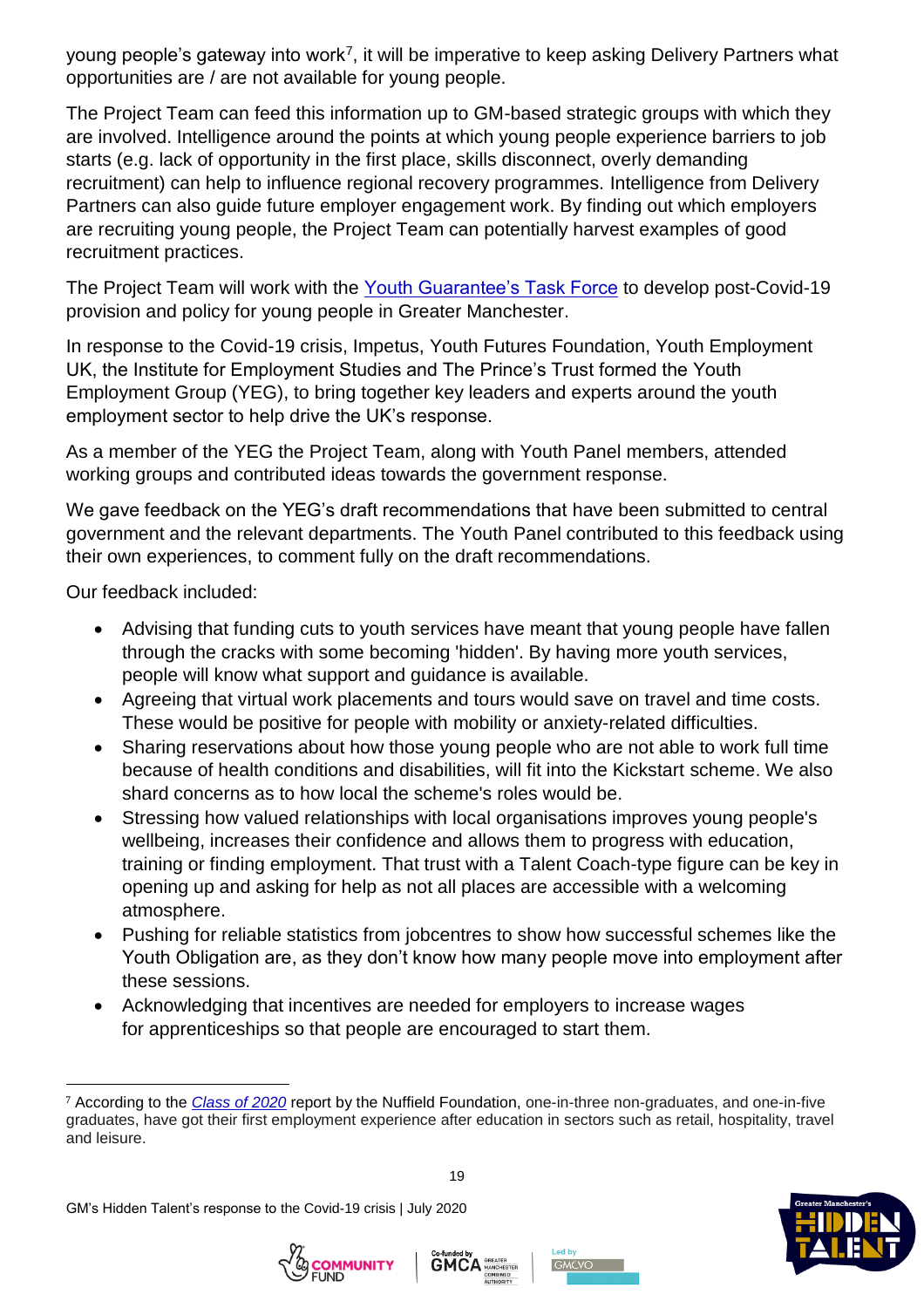young people's gateway into work[7], it will be imperative to keep asking Delivery Partners what opportunities are / are not available for young people.

The Project Team can feed this information up to GM-based strategic groups with which they are involved. Intelligence around the points at which young people experience barriers to job starts (e.g. lack of opportunity in the first place, skills disconnect, overly demanding recruitment) can help to influence regional recovery programmes. Intelligence from Delivery Partners can also guide future employer engagement work. By finding out which employers are recruiting young people, the Project Team can potentially harvest examples of good recruitment practices.

The Project Team will work with the Youth Guarantee's Task Force to develop post-Covid-19 provision and policy for young people in Greater Manchester.

In response to the Covid-19 crisis, Impetus, Youth Futures Foundation, Youth Employment UK, the Institute for Employment Studies and The Prince's Trust formed the Youth Employment Group (YEG), to bring together key leaders and experts around the youth employment sector to help drive the UK's response.

As a member of the YEG the Project Team, along with Youth Panel members, attended working groups and contributed ideas towards the government response.

We gave feedback on the YEG's draft recommendations that have been submitted to central government and the relevant departments. The Youth Panel contributed to this feedback using their own experiences, to comment fully on the draft recommendations.

Our feedback included:

- Advising that funding cuts to youth services have meant that young people have fallen through the cracks with some becoming 'hidden'. By having more youth services, people will know what support and guidance is available.
- Agreeing that virtual work placements and tours would save on travel and time costs. These would be positive for people with mobility or anxiety-related difficulties.
- Sharing reservations about how those young people who are not able to work full time because of health conditions and disabilities, will fit into the Kickstart scheme. We also shard concerns as to how local the scheme's roles would be.
- Stressing how valued relationships with local organisations improves young people's wellbeing, increases their confidence and allows them to progress with education, training or finding employment. That trust with a Talent Coach-type figure can be key in opening up and asking for help as not all places are accessible with a welcoming atmosphere.
- Pushing for reliable statistics from jobcentres to show how successful schemes like the Youth Obligation are, as they don't know how many people move into employment after these sessions.
- Acknowledging that incentives are needed for employers to increase wages for apprenticeships so that people are encouraged to start them.

[7] According to the *Class of 2020* report by the Nuffield Foundation, one-in-three non-graduates, and one-in-five graduates, have got their first employment experience after education in sectors such as retail, hospitality, travel and leisure.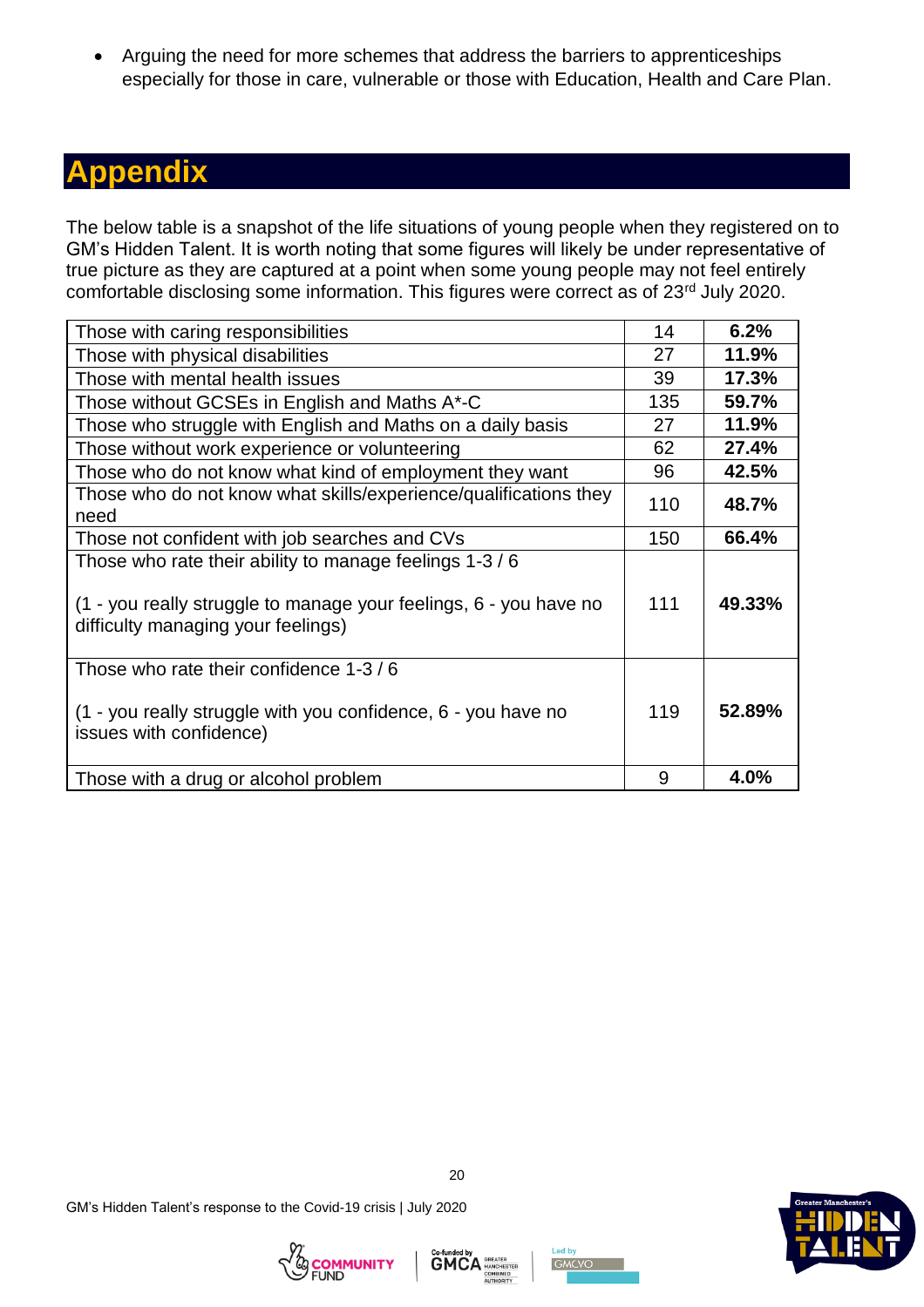- Arguing the need for more schemes that address the barriers to apprenticeships especially for those in care, vulnerable or those with Education, Health and Care Plan.

# Appendix

The below table is a snapshot of the life situations of young people when they registered on to GM's Hidden Talent. It is worth noting that some figures will likely be under representative of true picture as they are captured at a point when some young people may not feel entirely comfortable disclosing some information. This figures were correct as of 23rd July 2020.

| | | |
|---|---|---|
| Those with caring responsibilities | 14 | **6.2%** |
| Those with physical disabilities | 27 | **11.9%** |
| Those with mental health issues | 39 | **17.3%** |
| Those without GCSEs in English and Maths A*-C | 135 | **59.7%** |
| Those who struggle with English and Maths on a daily basis | 27 | **11.9%** |
| Those without work experience or volunteering | 62 | **27.4%** |
| Those who do not know what kind of employment they want | 96 | **42.5%** |
| Those who do not know what skills/experience/qualifications they need | 110 | **48.7%** |
| Those not confident with job searches and CVs | 150 | **66.4%** |
| Those who rate their ability to manage feelings 1-3 / 6<br><br>(1 - you really struggle to manage your feelings, 6 - you have no difficulty managing your feelings) | 111 | **49.33%** |
| Those who rate their confidence 1-3 / 6<br><br>(1 - you really struggle with you confidence, 6 - you have no issues with confidence) | 119 | **52.89%** |
| Those with a drug or alcohol problem | 9 | **4.0%** |